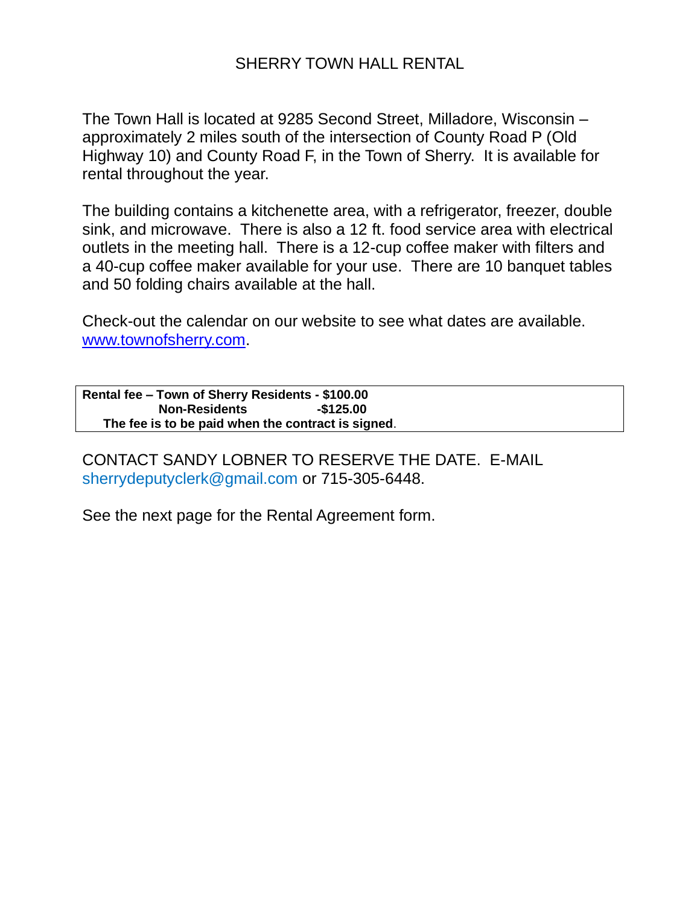# SHERRY TOWN HALL RENTAL

The Town Hall is located at 9285 Second Street, Milladore, Wisconsin – approximately 2 miles south of the intersection of County Road P (Old Highway 10) and County Road F, in the Town of Sherry. It is available for rental throughout the year.

The building contains a kitchenette area, with a refrigerator, freezer, double sink, and microwave. There is also a 12 ft. food service area with electrical outlets in the meeting hall. There is a 12-cup coffee maker with filters and a 40-cup coffee maker available for your use. There are 10 banquet tables and 50 folding chairs available at the hall.

Check-out the calendar on our website to see what dates are available. [www.townofsherry.com](http://www.townofsherry.com).

**Rental fee – Town of Sherry Residents - $100.00**
**Non-Residents -$125.00**
**The fee is to be paid when the contract is signed**.

CONTACT SANDY LOBNER TO RESERVE THE DATE. E-MAIL sherrydeputyclerk@gmail.com or 715-305-6448.

See the next page for the Rental Agreement form.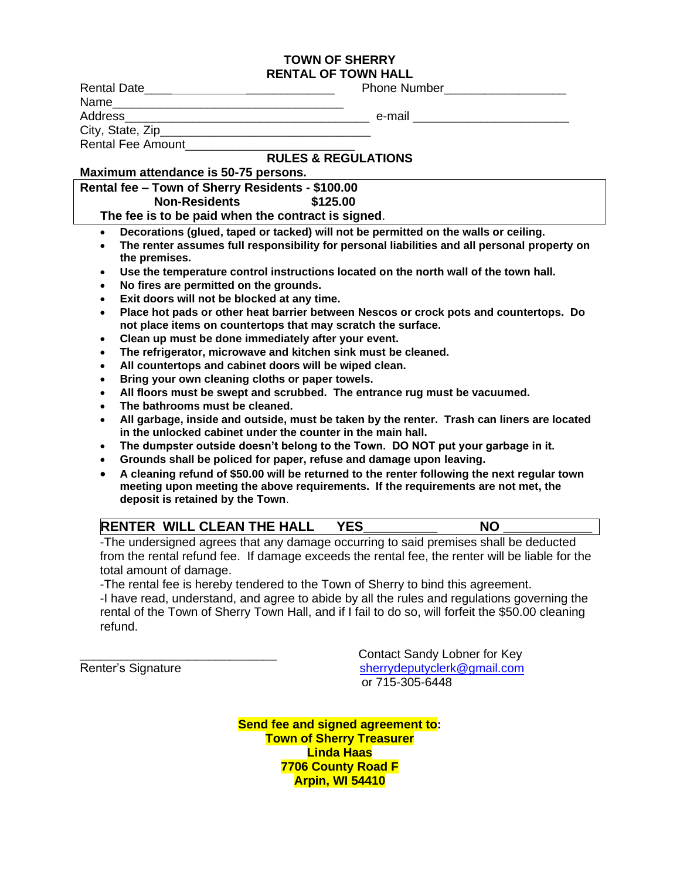**TOWN OF SHERRY**
**RENTAL OF TOWN HALL**

Rental Date___________________________ Phone Number_________________

Name__________________________________

Address____________________________________ e-mail ______________________

City, State, Zip______________________________

Rental Fee Amount_________________________

**RULES & REGULATIONS**

**Maximum attendance is 50-75 persons.**

**Rental fee – Town of Sherry Residents - $100.00**
**Non-Residents $125.00**
**The fee is to be paid when the contract is signed**.

- **Decorations (glued, taped or tacked) will not be permitted on the walls or ceiling.**
- **The renter assumes full responsibility for personal liabilities and all personal property on the premises.**
- **Use the temperature control instructions located on the north wall of the town hall.**
- **No fires are permitted on the grounds.**
- **Exit doors will not be blocked at any time.**
- **Place hot pads or other heat barrier between Nescos or crock pots and countertops. Do not place items on countertops that may scratch the surface.**
- **Clean up must be done immediately after your event.**
- **The refrigerator, microwave and kitchen sink must be cleaned.**
- **All countertops and cabinet doors will be wiped clean.**
- **Bring your own cleaning cloths or paper towels.**
- **All floors must be swept and scrubbed. The entrance rug must be vacuumed.**
- **The bathrooms must be cleaned.**
- **All garbage, inside and outside, must be taken by the renter. Trash can liners are located in the unlocked cabinet under the counter in the main hall.**
- **The dumpster outside doesn't belong to the Town. DO NOT put your garbage in it.**
- **Grounds shall be policed for paper, refuse and damage upon leaving.**
- **A cleaning refund of $50.00 will be returned to the renter following the next regular town meeting upon meeting the above requirements. If the requirements are not met, the deposit is retained by the Town**.

**RENTER WILL CLEAN THE HALL YES__________ NO ____________**

-The undersigned agrees that any damage occurring to said premises shall be deducted from the rental refund fee. If damage exceeds the rental fee, the renter will be liable for the total amount of damage.

-The rental fee is hereby tendered to the Town of Sherry to bind this agreement.

-I have read, understand, and agree to abide by all the rules and regulations governing the rental of the Town of Sherry Town Hall, and if I fail to do so, will forfeit the $50.00 cleaning refund.

_____________________________
Renter's Signature

Contact Sandy Lobner for Key
sherrydeputyclerk@gmail.com
or 715-305-6448

**Send fee and signed agreement to:**
**Town of Sherry Treasurer**
**Linda Haas**
**7706 County Road F**
**Arpin, WI 54410**